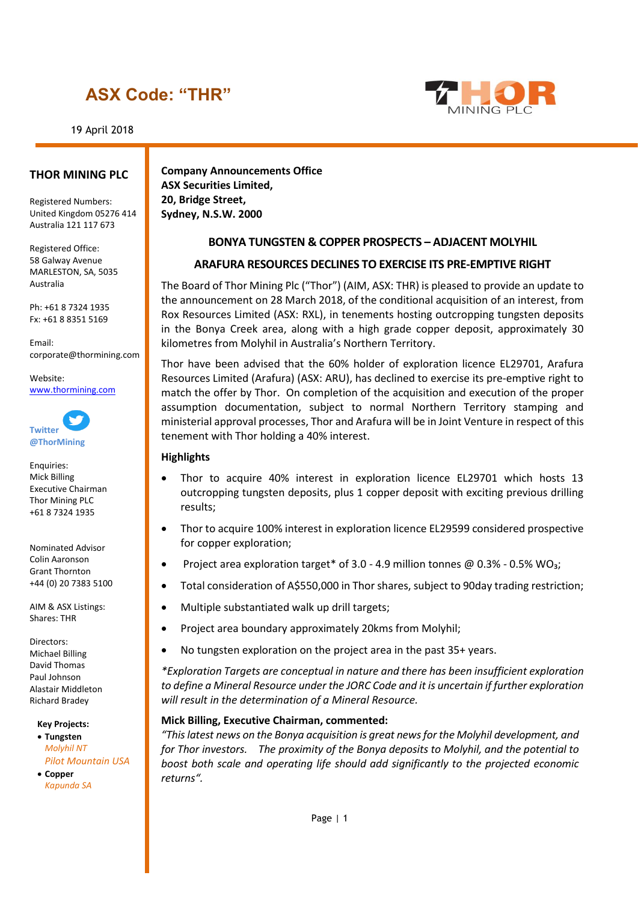# ASX Code: "THR"

19 April 2018

**THOR MINING PLC**

Registered Numbers:
United Kingdom 05276 414
Australia 121 117 673

Registered Office:
58 Galway Avenue
MARLESTON, SA, 5035
Australia

Ph: +61 8 7324 1935
Fx: +61 8 8351 5169

Email:
corporate@thormining.com

Website:
www.thormining.com

Twitter
@ThorMining

Enquiries:
Mick Billing
Executive Chairman
Thor Mining PLC
+61 8 7324 1935

Nominated Advisor
Colin Aaronson
Grant Thornton
+44 (0) 20 7383 5100

AIM & ASX Listings:
Shares: THR

Directors:
Michael Billing
David Thomas
Paul Johnson
Alastair Middleton
Richard Bradey

**Key Projects:**

- **Tungsten**
  - *Molyhil NT*
  - *Pilot Mountain USA*
- **Copper**
  - *Kapunda SA*

**Company Announcements Office**
**ASX Securities Limited,**
**20, Bridge Street,**
**Sydney, N.S.W. 2000**

## BONYA TUNGSTEN & COPPER PROSPECTS – ADJACENT MOLYHIL

## ARAFURA RESOURCES DECLINES TO EXERCISE ITS PRE-EMPTIVE RIGHT

The Board of Thor Mining Plc ("Thor") (AIM, ASX: THR) is pleased to provide an update to the announcement on 28 March 2018, of the conditional acquisition of an interest, from Rox Resources Limited (ASX: RXL), in tenements hosting outcropping tungsten deposits in the Bonya Creek area, along with a high grade copper deposit, approximately 30 kilometres from Molyhil in Australia's Northern Territory.

Thor have been advised that the 60% holder of exploration licence EL29701, Arafura Resources Limited (Arafura) (ASX: ARU), has declined to exercise its pre-emptive right to match the offer by Thor. On completion of the acquisition and execution of the proper assumption documentation, subject to normal Northern Territory stamping and ministerial approval processes, Thor and Arafura will be in Joint Venture in respect of this tenement with Thor holding a 40% interest.

### Highlights

- Thor to acquire 40% interest in exploration licence EL29701 which hosts 13 outcropping tungsten deposits, plus 1 copper deposit with exciting previous drilling results;
- Thor to acquire 100% interest in exploration licence EL29599 considered prospective for copper exploration;
- Project area exploration target* of 3.0 - 4.9 million tonnes @ 0.3% - 0.5% $WO_3$;
- Total consideration of A$550,000 in Thor shares, subject to 90day trading restriction;
- Multiple substantiated walk up drill targets;
- Project area boundary approximately 20kms from Molyhil;
- No tungsten exploration on the project area in the past 35+ years.

*\*Exploration Targets are conceptual in nature and there has been insufficient exploration to define a Mineral Resource under the JORC Code and it is uncertain if further exploration will result in the determination of a Mineral Resource.*

**Mick Billing, Executive Chairman, commented:**
*"This latest news on the Bonya acquisition is great news for the Molyhil development, and for Thor investors. The proximity of the Bonya deposits to Molyhil, and the potential to boost both scale and operating life should add significantly to the projected economic returns".*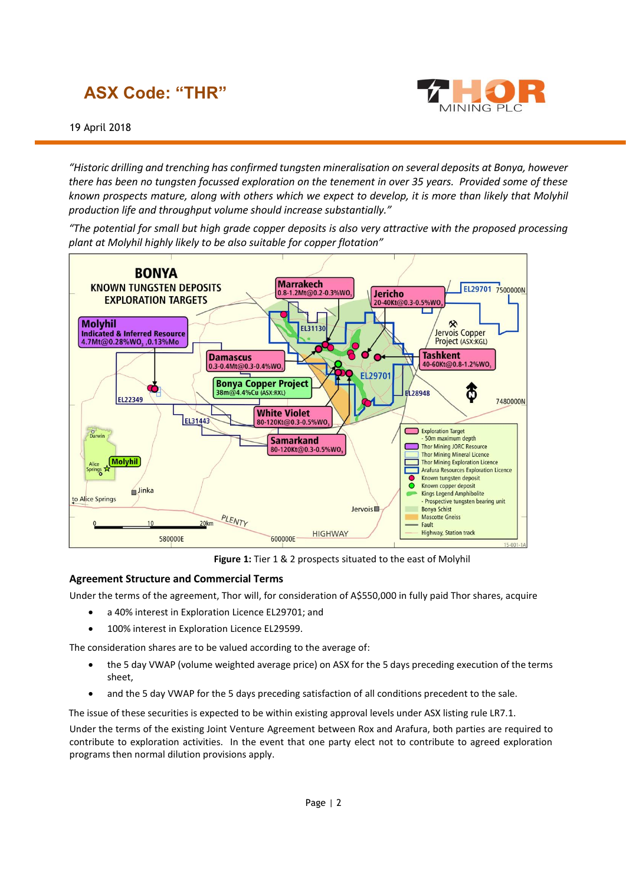*"Historic drilling and trenching has confirmed tungsten mineralisation on several deposits at Bonya, however there has been no tungsten focussed exploration on the tenement in over 35 years. Provided some of these known prospects mature, along with others which we expect to develop, it is more than likely that Molyhil production life and throughput volume should increase substantially."*

*"The potential for small but high grade copper deposits is also very attractive with the proposed processing plant at Molyhil highly likely to be also suitable for copper flotation"*

**Figure 1:** Tier 1 & 2 prospects situated to the east of Molyhil

## Agreement Structure and Commercial Terms

Under the terms of the agreement, Thor will, for consideration of A$550,000 in fully paid Thor shares, acquire

- a 40% interest in Exploration Licence EL29701; and
- 100% interest in Exploration Licence EL29599.

The consideration shares are to be valued according to the average of:

- the 5 day VWAP (volume weighted average price) on ASX for the 5 days preceding execution of the terms sheet,
- and the 5 day VWAP for the 5 days preceding satisfaction of all conditions precedent to the sale.

The issue of these securities is expected to be within existing approval levels under ASX listing rule LR7.1.

Under the terms of the existing Joint Venture Agreement between Rox and Arafura, both parties are required to contribute to exploration activities. In the event that one party elect not to contribute to agreed exploration programs then normal dilution provisions apply.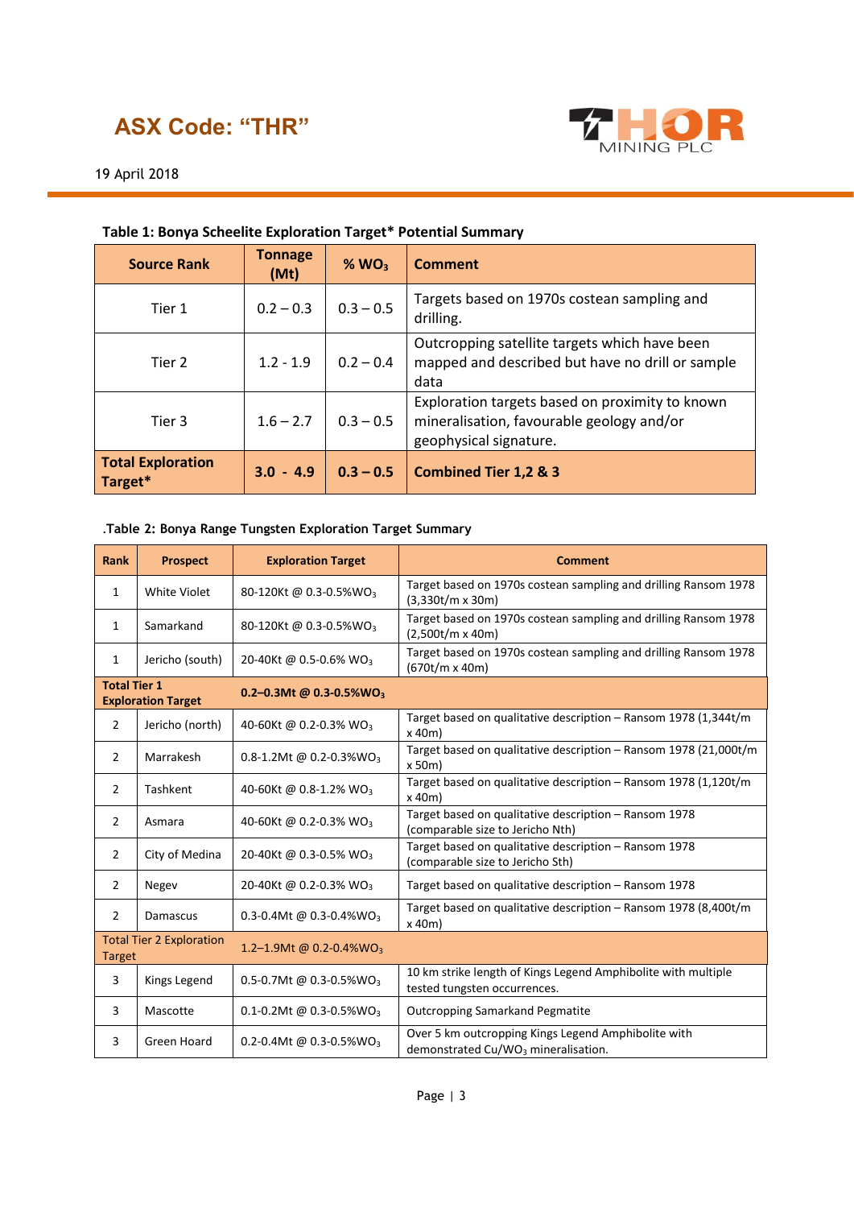ASX Code: “THR”

19 April 2018

**Table 1: Bonya Scheelite Exploration Target* Potential Summary**

| Source Rank | Tonnage (Mt) | % $WO_3$ | Comment |
|---|---|---|---|
| Tier 1 | 0.2 – 0.3 | 0.3 – 0.5 | Targets based on 1970s costean sampling and drilling. |
| Tier 2 | 1.2 - 1.9 | 0.2 – 0.4 | Outcropping satellite targets which have been mapped and described but have no drill or sample data |
| Tier 3 | 1.6 – 2.7 | 0.3 – 0.5 | Exploration targets based on proximity to known mineralisation, favourable geology and/or geophysical signature. |
| **Total Exploration Target*** | **3.0 - 4.9** | **0.3 – 0.5** | **Combined Tier 1,2 & 3** |

.**Table 2: Bonya Range Tungsten Exploration Target Summary**

| Rank | Prospect | Exploration Target | Comment |
|---|---|---|---|
| 1 | White Violet | 80-120Kt @ 0.3-0.5%$WO_3$ | Target based on 1970s costean sampling and drilling Ransom 1978 (3,330t/m x 30m) |
| 1 | Samarkand | 80-120Kt @ 0.3-0.5%$WO_3$ | Target based on 1970s costean sampling and drilling Ransom 1978 (2,500t/m x 40m) |
| 1 | Jericho (south) | 20-40Kt @ 0.5-0.6% $WO_3$ | Target based on 1970s costean sampling and drilling Ransom 1978 (670t/m x 40m) |
| **Total Tier 1 Exploration Target** | | **0.2–0.3Mt @ 0.3-0.5%$WO_3$** | |
| 2 | Jericho (north) | 40-60Kt @ 0.2-0.3% $WO_3$ | Target based on qualitative description – Ransom 1978 (1,344t/m x 40m) |
| 2 | Marrakesh | 0.8-1.2Mt @ 0.2-0.3%$WO_3$ | Target based on qualitative description – Ransom 1978 (21,000t/m x 50m) |
| 2 | Tashkent | 40-60Kt @ 0.8-1.2% $WO_3$ | Target based on qualitative description – Ransom 1978 (1,120t/m x 40m) |
| 2 | Asmara | 40-60Kt @ 0.2-0.3% $WO_3$ | Target based on qualitative description – Ransom 1978 (comparable size to Jericho Nth) |
| 2 | City of Medina | 20-40Kt @ 0.3-0.5% $WO_3$ | Target based on qualitative description – Ransom 1978 (comparable size to Jericho Sth) |
| 2 | Negev | 20-40Kt @ 0.2-0.3% $WO_3$ | Target based on qualitative description – Ransom 1978 |
| 2 | Damascus | 0.3-0.4Mt @ 0.3-0.4%$WO_3$ | Target based on qualitative description – Ransom 1978 (8,400t/m x 40m) |
| Total Tier 2 Exploration Target | | 1.2–1.9Mt @ 0.2-0.4%$WO_3$ | |
| 3 | Kings Legend | 0.5-0.7Mt @ 0.3-0.5%$WO_3$ | 10 km strike length of Kings Legend Amphibolite with multiple tested tungsten occurrences. |
| 3 | Mascotte | 0.1-0.2Mt @ 0.3-0.5%$WO_3$ | Outcropping Samarkand Pegmatite |
| 3 | Green Hoard | 0.2-0.4Mt @ 0.3-0.5%$WO_3$ | Over 5 km outcropping Kings Legend Amphibolite with demonstrated Cu/$WO_3$ mineralisation. |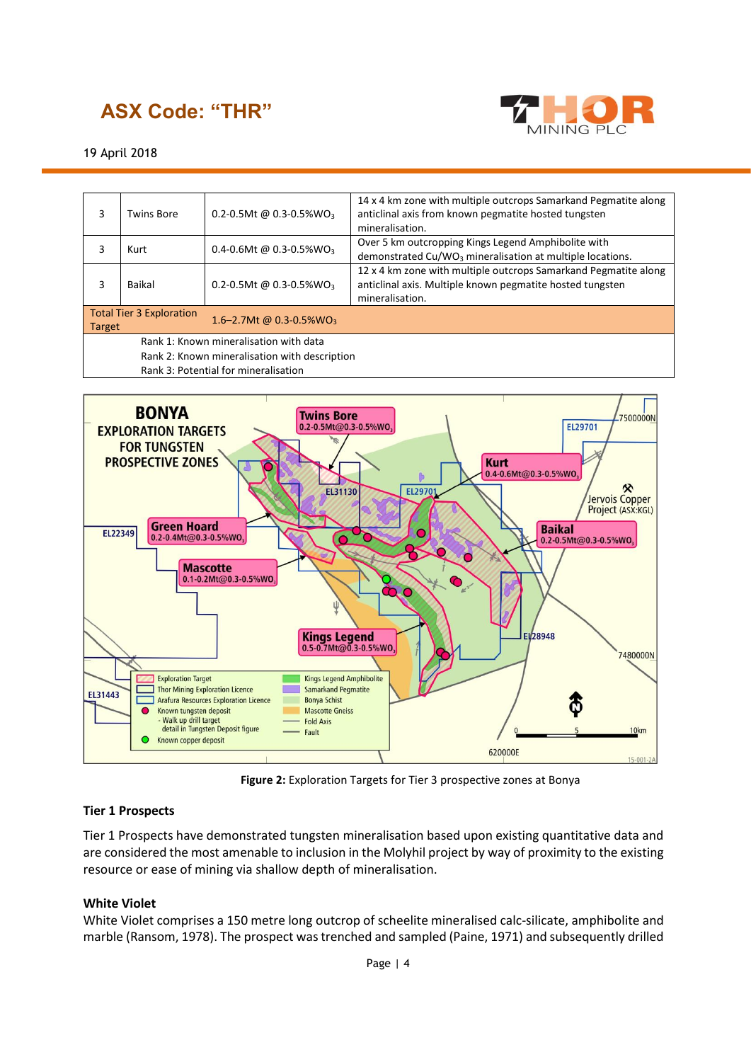| 3 | Twins Bore | 0.2-0.5Mt @ 0.3-0.5%$WO_3$ | 14 x 4 km zone with multiple outcrops Samarkand Pegmatite along anticlinal axis from known pegmatite hosted tungsten mineralisation. |
|---|---|---|---|
| 3 | Kurt | 0.4-0.6Mt @ 0.3-0.5%$WO_3$ | Over 5 km outcropping Kings Legend Amphibolite with demonstrated Cu/$WO_3$ mineralisation at multiple locations. |
| 3 | Baikal | 0.2-0.5Mt @ 0.3-0.5%$WO_3$ | 12 x 4 km zone with multiple outcrops Samarkand Pegmatite along anticlinal axis. Multiple known pegmatite hosted tungsten mineralisation. |
| Total Tier 3 Exploration Target | | 1.6–2.7Mt @ 0.3-0.5%$WO_3$ | |
| Rank 1: Known mineralisation with data<br>Rank 2: Known mineralisation with description<br>Rank 3: Potential for mineralisation | | | |

**Figure 2:** Exploration Targets for Tier 3 prospective zones at Bonya

### Tier 1 Prospects

Tier 1 Prospects have demonstrated tungsten mineralisation based upon existing quantitative data and are considered the most amenable to inclusion in the Molyhil project by way of proximity to the existing resource or ease of mining via shallow depth of mineralisation.

### White Violet

White Violet comprises a 150 metre long outcrop of scheelite mineralised calc-silicate, amphibolite and marble (Ransom, 1978). The prospect was trenched and sampled (Paine, 1971) and subsequently drilled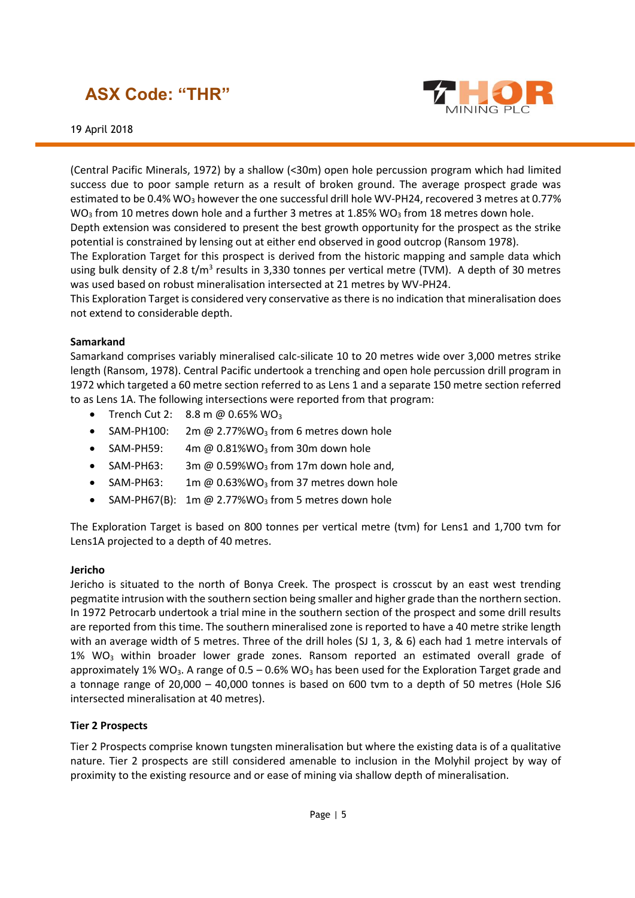(Central Pacific Minerals, 1972) by a shallow (<30m) open hole percussion program which had limited success due to poor sample return as a result of broken ground. The average prospect grade was estimated to be 0.4% $WO_3$ however the one successful drill hole WV-PH24, recovered 3 metres at 0.77% $WO_3$ from 10 metres down hole and a further 3 metres at 1.85% $WO_3$ from 18 metres down hole.
Depth extension was considered to present the best growth opportunity for the prospect as the strike potential is constrained by lensing out at either end observed in good outcrop (Ransom 1978).
The Exploration Target for this prospect is derived from the historic mapping and sample data which using bulk density of 2.8 t/m$^3$ results in 3,330 tonnes per vertical metre (TVM). A depth of 30 metres was used based on robust mineralisation intersected at 21 metres by WV-PH24.
This Exploration Target is considered very conservative as there is no indication that mineralisation does not extend to considerable depth.

**Samarkand**

Samarkand comprises variably mineralised calc-silicate 10 to 20 metres wide over 3,000 metres strike length (Ransom, 1978). Central Pacific undertook a trenching and open hole percussion drill program in 1972 which targeted a 60 metre section referred to as Lens 1 and a separate 150 metre section referred to as Lens 1A. The following intersections were reported from that program:

- Trench Cut 2: 8.8 m @ 0.65% $WO_3$
- SAM-PH100: 2m @ 2.77%$WO_3$ from 6 metres down hole
- SAM-PH59: 4m @ 0.81%$WO_3$ from 30m down hole
- SAM-PH63: 3m @ 0.59%$WO_3$ from 17m down hole and,
- SAM-PH63: 1m @ 0.63%$WO_3$ from 37 metres down hole
- SAM-PH67(B): 1m @ 2.77%$WO_3$ from 5 metres down hole

The Exploration Target is based on 800 tonnes per vertical metre (tvm) for Lens1 and 1,700 tvm for Lens1A projected to a depth of 40 metres.

**Jericho**

Jericho is situated to the north of Bonya Creek. The prospect is crosscut by an east west trending pegmatite intrusion with the southern section being smaller and higher grade than the northern section. In 1972 Petrocarb undertook a trial mine in the southern section of the prospect and some drill results are reported from this time. The southern mineralised zone is reported to have a 40 metre strike length with an average width of 5 metres. Three of the drill holes (SJ 1, 3, & 6) each had 1 metre intervals of 1% $WO_3$ within broader lower grade zones. Ransom reported an estimated overall grade of approximately 1% $WO_3$. A range of 0.5 – 0.6% $WO_3$ has been used for the Exploration Target grade and a tonnage range of 20,000 – 40,000 tonnes is based on 600 tvm to a depth of 50 metres (Hole SJ6 intersected mineralisation at 40 metres).

**Tier 2 Prospects**

Tier 2 Prospects comprise known tungsten mineralisation but where the existing data is of a qualitative nature. Tier 2 prospects are still considered amenable to inclusion in the Molyhil project by way of proximity to the existing resource and or ease of mining via shallow depth of mineralisation.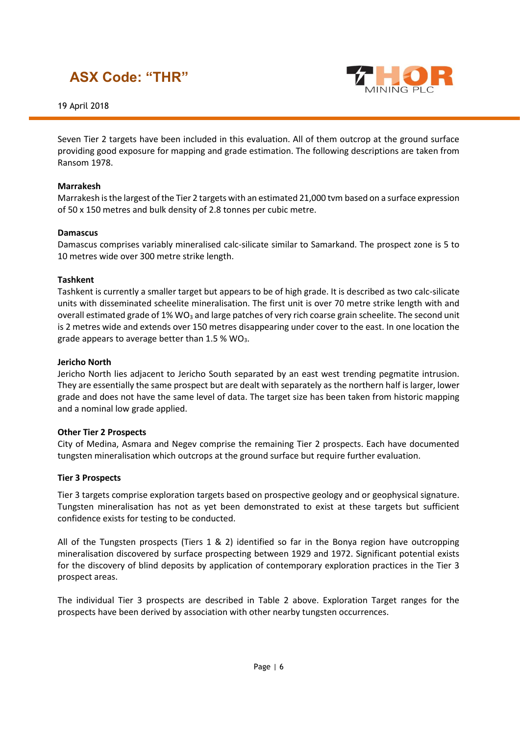Seven Tier 2 targets have been included in this evaluation. All of them outcrop at the ground surface providing good exposure for mapping and grade estimation. The following descriptions are taken from Ransom 1978.

**Marrakesh**

Marrakesh is the largest of the Tier 2 targets with an estimated 21,000 tvm based on a surface expression of 50 x 150 metres and bulk density of 2.8 tonnes per cubic metre.

**Damascus**

Damascus comprises variably mineralised calc-silicate similar to Samarkand. The prospect zone is 5 to 10 metres wide over 300 metre strike length.

**Tashkent**

Tashkent is currently a smaller target but appears to be of high grade. It is described as two calc-silicate units with disseminated scheelite mineralisation. The first unit is over 70 metre strike length with and overall estimated grade of 1% $WO_3$ and large patches of very rich coarse grain scheelite. The second unit is 2 metres wide and extends over 150 metres disappearing under cover to the east. In one location the grade appears to average better than 1.5 % $WO_3$.

**Jericho North**

Jericho North lies adjacent to Jericho South separated by an east west trending pegmatite intrusion. They are essentially the same prospect but are dealt with separately as the northern half is larger, lower grade and does not have the same level of data. The target size has been taken from historic mapping and a nominal low grade applied.

**Other Tier 2 Prospects**

City of Medina, Asmara and Negev comprise the remaining Tier 2 prospects. Each have documented tungsten mineralisation which outcrops at the ground surface but require further evaluation.

**Tier 3 Prospects**

Tier 3 targets comprise exploration targets based on prospective geology and or geophysical signature. Tungsten mineralisation has not as yet been demonstrated to exist at these targets but sufficient confidence exists for testing to be conducted.

All of the Tungsten prospects (Tiers 1 & 2) identified so far in the Bonya region have outcropping mineralisation discovered by surface prospecting between 1929 and 1972. Significant potential exists for the discovery of blind deposits by application of contemporary exploration practices in the Tier 3 prospect areas.

The individual Tier 3 prospects are described in Table 2 above. Exploration Target ranges for the prospects have been derived by association with other nearby tungsten occurrences.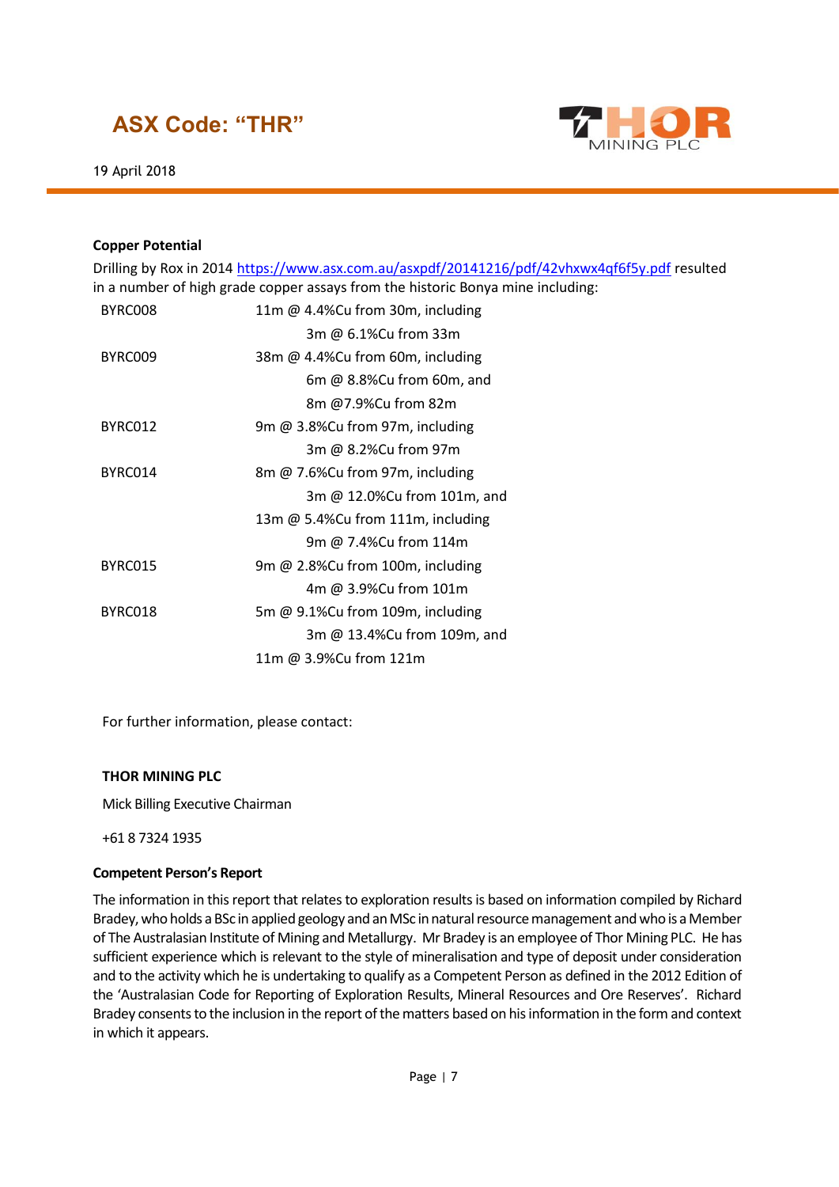### Copper Potential

Drilling by Rox in 2014 https://www.asx.com.au/asxpdf/20141216/pdf/42vhxwx4qf6f5y.pdf resulted in a number of high grade copper assays from the historic Bonya mine including:

| Hole | Intercept |
|---|---|
| BYRC008 | 11m @ 4.4%Cu from 30m, including |
| | 3m @ 6.1%Cu from 33m |
| BYRC009 | 38m @ 4.4%Cu from 60m, including |
| | 6m @ 8.8%Cu from 60m, and |
| | 8m @7.9%Cu from 82m |
| BYRC012 | 9m @ 3.8%Cu from 97m, including |
| | 3m @ 8.2%Cu from 97m |
| BYRC014 | 8m @ 7.6%Cu from 97m, including |
| | 3m @ 12.0%Cu from 101m, and |
| | 13m @ 5.4%Cu from 111m, including |
| | 9m @ 7.4%Cu from 114m |
| BYRC015 | 9m @ 2.8%Cu from 100m, including |
| | 4m @ 3.9%Cu from 101m |
| BYRC018 | 5m @ 9.1%Cu from 109m, including |
| | 3m @ 13.4%Cu from 109m, and |
| | 11m @ 3.9%Cu from 121m |

For further information, please contact:

**THOR MINING PLC**

Mick Billing Executive Chairman

+61 8 7324 1935

**Competent Person's Report**

The information in this report that relates to exploration results is based on information compiled by Richard Bradey, who holds a BSc in applied geology and an MSc in natural resource management and who is a Member of The Australasian Institute of Mining and Metallurgy. Mr Bradey is an employee of Thor Mining PLC. He has sufficient experience which is relevant to the style of mineralisation and type of deposit under consideration and to the activity which he is undertaking to qualify as a Competent Person as defined in the 2012 Edition of the 'Australasian Code for Reporting of Exploration Results, Mineral Resources and Ore Reserves'. Richard Bradey consents to the inclusion in the report of the matters based on his information in the form and context in which it appears.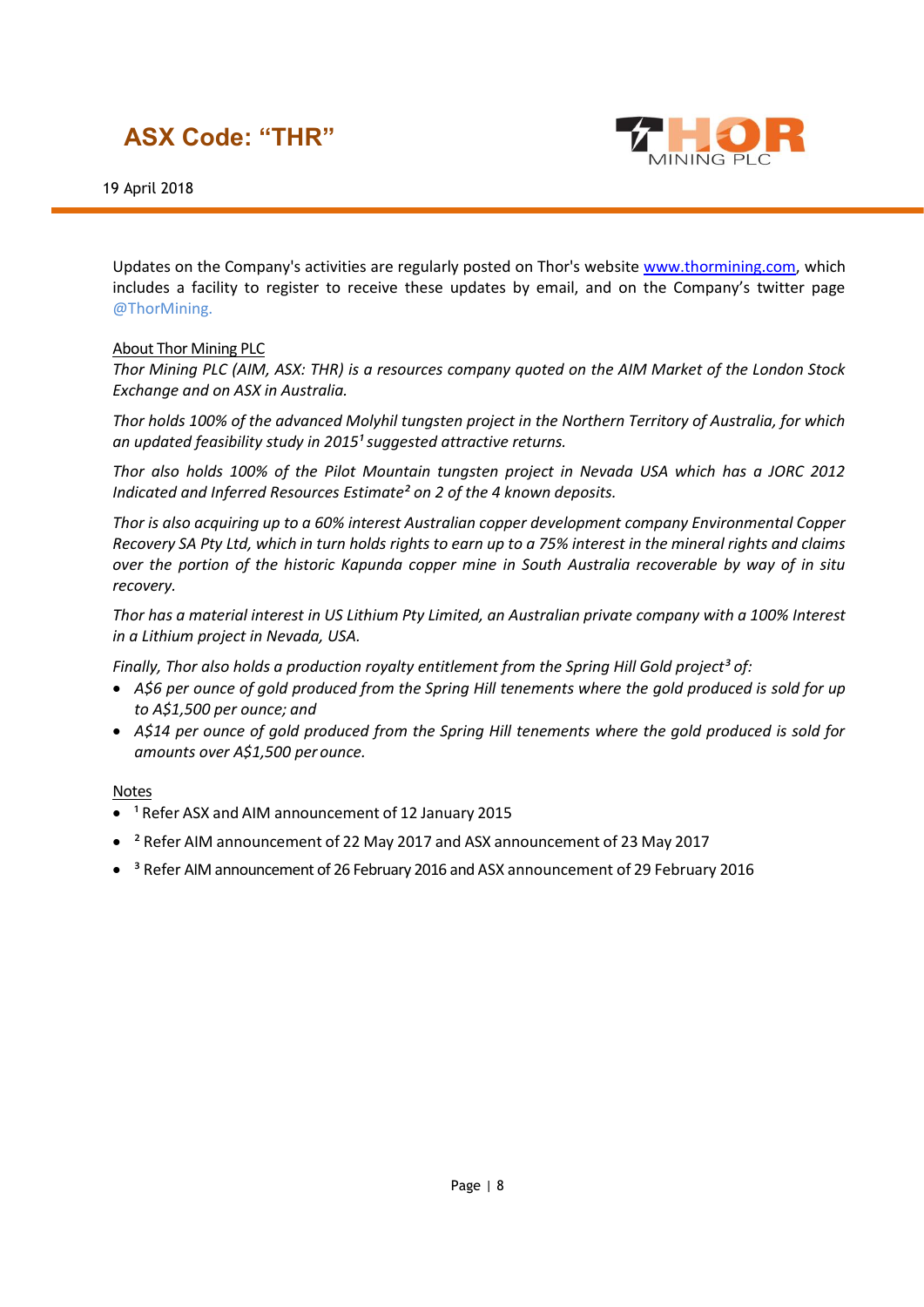Updates on the Company's activities are regularly posted on Thor's website www.thormining.com, which includes a facility to register to receive these updates by email, and on the Company's twitter page @ThorMining.

About Thor Mining PLC

*Thor Mining PLC (AIM, ASX: THR) is a resources company quoted on the AIM Market of the London Stock Exchange and on ASX in Australia.*

*Thor holds 100% of the advanced Molyhil tungsten project in the Northern Territory of Australia, for which an updated feasibility study in 2015[1] suggested attractive returns.*

*Thor also holds 100% of the Pilot Mountain tungsten project in Nevada USA which has a JORC 2012 Indicated and Inferred Resources Estimate[2] on 2 of the 4 known deposits.*

*Thor is also acquiring up to a 60% interest Australian copper development company Environmental Copper Recovery SA Pty Ltd, which in turn holds rights to earn up to a 75% interest in the mineral rights and claims over the portion of the historic Kapunda copper mine in South Australia recoverable by way of in situ recovery.*

*Thor has a material interest in US Lithium Pty Limited, an Australian private company with a 100% Interest in a Lithium project in Nevada, USA.*

*Finally, Thor also holds a production royalty entitlement from the Spring Hill Gold project[3] of:*

- *A$6 per ounce of gold produced from the Spring Hill tenements where the gold produced is sold for up to A$1,500 per ounce; and*
- *A$14 per ounce of gold produced from the Spring Hill tenements where the gold produced is sold for amounts over A$1,500 per ounce.*

Notes

- [1] Refer ASX and AIM announcement of 12 January 2015
- [2] Refer AIM announcement of 22 May 2017 and ASX announcement of 23 May 2017
- [3] Refer AIM announcement of 26 February 2016 and ASX announcement of 29 February 2016